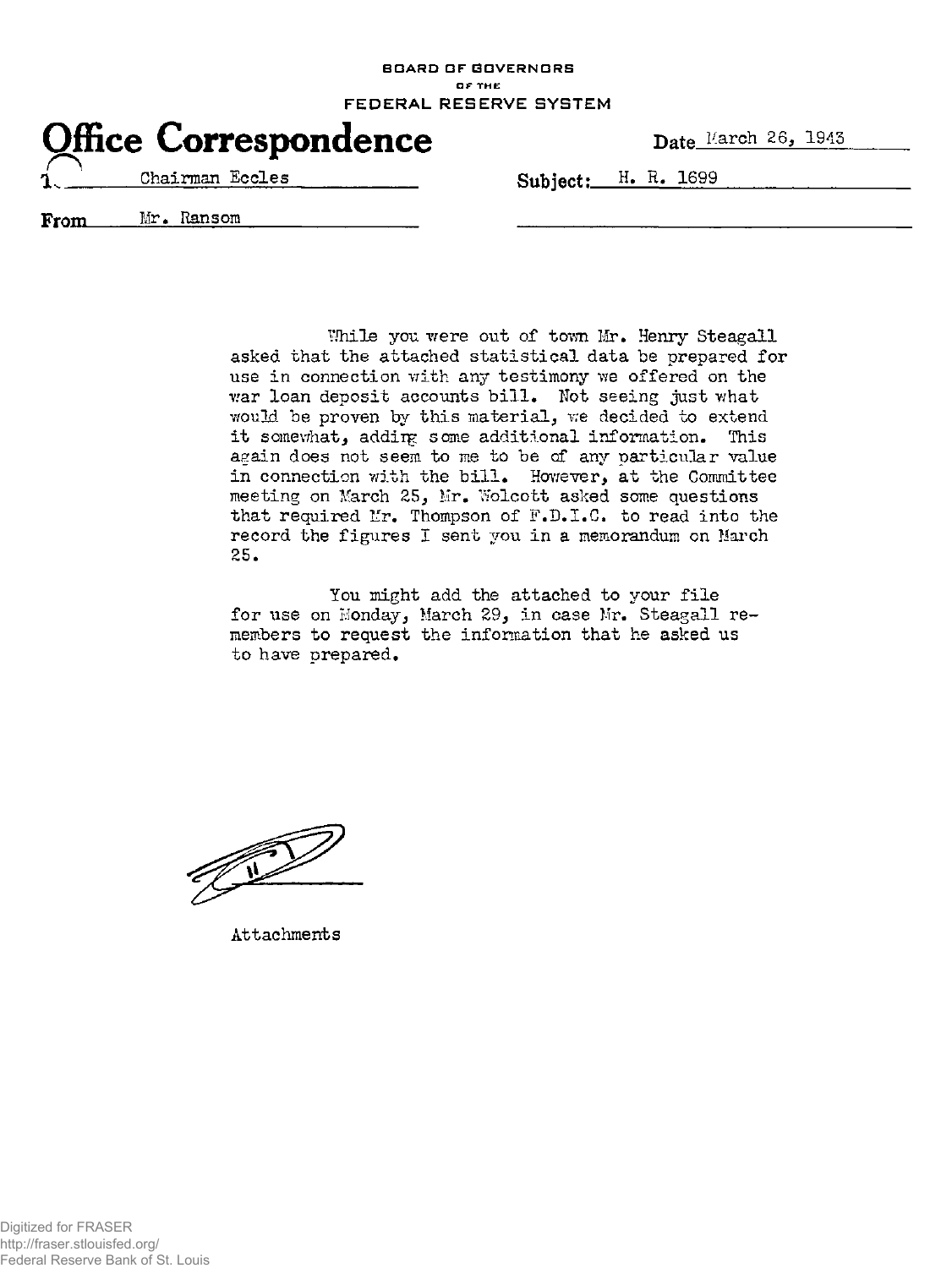BOARD OF GOVERNORS
OF THE
FEDERAL RESERVE SYSTEM

# Office Correspondence

Date March 26, 1943

To Chairman Eccles

Subject: H. R. 1699

From Mr. Ransom

While you were out of town Mr. Henry Steagall asked that the attached statistical data be prepared for use in connection with any testimony we offered on the war loan deposit accounts bill. Not seeing just what would be proven by this material, we decided to extend it somewhat, adding some additional information. This again does not seem to me to be of any particular value in connection with the bill. However, at the Committee meeting on March 25, Mr. Wolcott asked some questions that required Mr. Thompson of F.D.I.C. to read into the record the figures I sent you in a memorandum on March 25.

You might add the attached to your file for use on Monday, March 29, in case Mr. Steagall remembers to request the information that he asked us to have prepared.

Attachments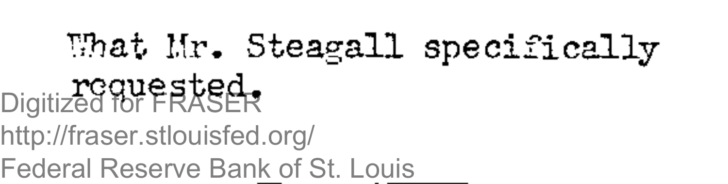What Mr. Steagall specifically requested.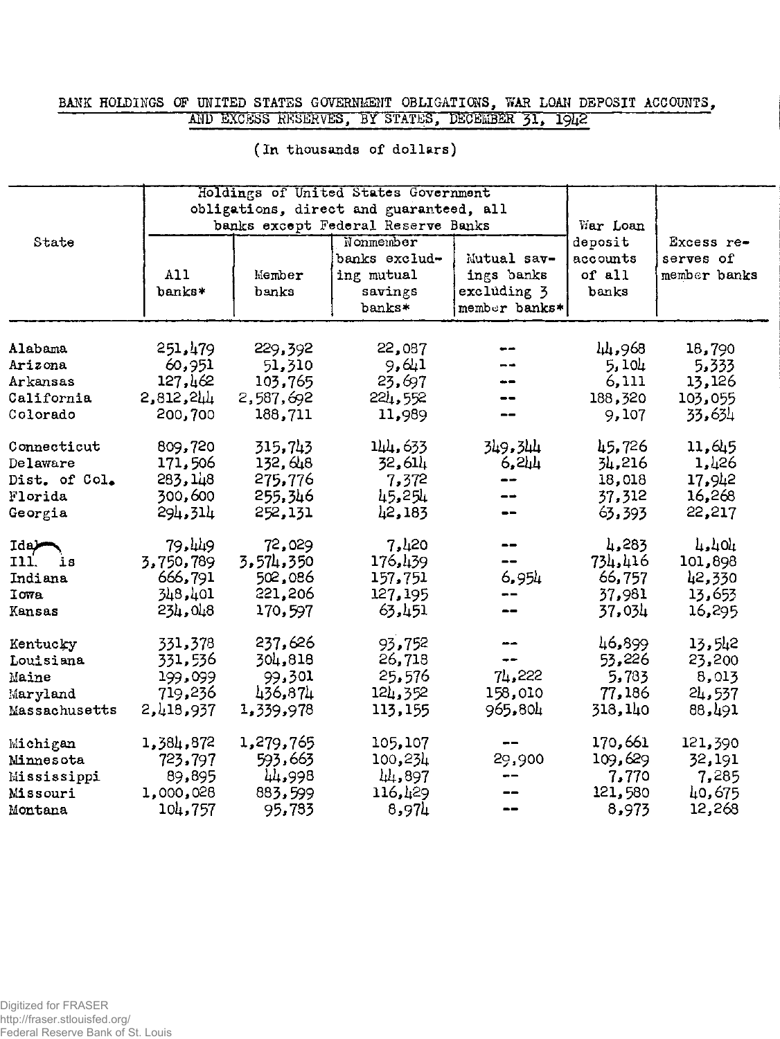BANK HOLDINGS OF UNITED STATES GOVERNMENT OBLIGATIONS, WAR LOAN DEPOSIT ACCOUNTS, AND EXCESS RESERVES, BY STATES, DECEMBER 31, 1942

(In thousands of dollars)

| State | Holdings of United States Government obligations, direct and guaranteed, all banks except Federal Reserve Banks | | | | War Loan deposit accounts of all banks | Excess reserves of member banks |
|---|---|---|---|---|---|---|
| | All banks* | Member banks | Nonmember banks excluding mutual savings banks* | Mutual savings banks excluding 3 member banks* | | |
| Alabama | 251,479 | 229,392 | 22,087 | -- | 44,968 | 18,790 |
| Arizona | 60,951 | 51,310 | 9,641 | -- | 5,104 | 5,333 |
| Arkansas | 127,462 | 103,765 | 23,697 | -- | 6,111 | 13,126 |
| California | 2,812,244 | 2,587,692 | 224,552 | -- | 188,320 | 103,055 |
| Colorado | 200,700 | 188,711 | 11,989 | -- | 9,107 | 33,634 |
| Connecticut | 809,720 | 315,743 | 144,633 | 349,344 | 45,726 | 11,645 |
| Delaware | 171,506 | 132,648 | 32,614 | 6,244 | 34,216 | 1,426 |
| Dist. of Col. | 283,148 | 275,776 | 7,372 | -- | 18,018 | 17,942 |
| Florida | 300,600 | 255,346 | 45,254 | -- | 37,312 | 16,268 |
| Georgia | 294,314 | 252,131 | 42,183 | -- | 63,393 | 22,217 |
| Idaho | 79,449 | 72,029 | 7,420 | -- | 4,283 | 4,404 |
| Illinois | 3,750,789 | 3,574,350 | 176,439 | -- | 734,416 | 101,898 |
| Indiana | 666,791 | 502,086 | 157,751 | 6,954 | 66,757 | 42,330 |
| Iowa | 348,401 | 221,206 | 127,195 | -- | 37,981 | 13,653 |
| Kansas | 234,048 | 170,597 | 63,451 | -- | 37,034 | 16,295 |
| Kentucky | 331,378 | 237,626 | 93,752 | -- | 46,899 | 13,542 |
| Louisiana | 331,536 | 304,818 | 26,718 | -- | 53,226 | 23,200 |
| Maine | 199,099 | 99,301 | 25,576 | 74,222 | 5,783 | 8,013 |
| Maryland | 719,236 | 436,874 | 124,352 | 158,010 | 77,186 | 24,537 |
| Massachusetts | 2,418,937 | 1,339,978 | 113,155 | 965,804 | 318,140 | 88,491 |
| Michigan | 1,384,872 | 1,279,765 | 105,107 | -- | 170,661 | 121,390 |
| Minnesota | 723,797 | 593,663 | 100,234 | 29,900 | 109,629 | 32,191 |
| Mississippi | 89,895 | 44,998 | 44,897 | -- | 7,770 | 7,285 |
| Missouri | 1,000,028 | 883,599 | 116,429 | -- | 121,580 | 40,675 |
| Montana | 104,757 | 95,783 | 8,974 | -- | 8,973 | 12,268 |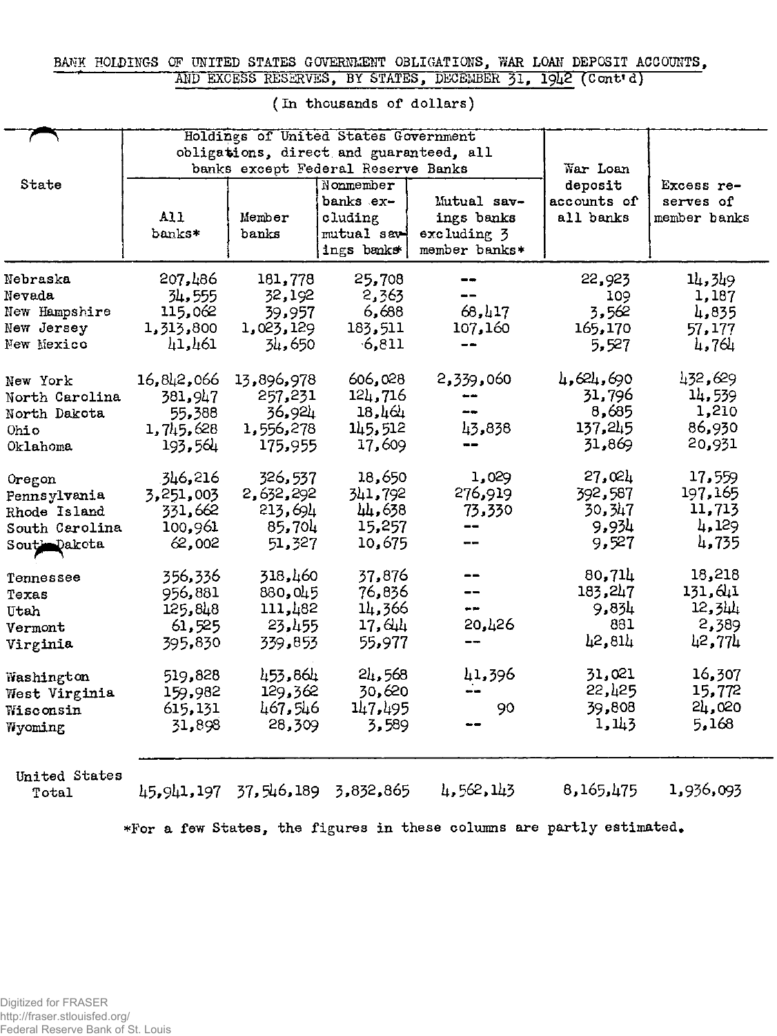BANK HOLDINGS OF UNITED STATES GOVERNMENT OBLIGATIONS, WAR LOAN DEPOSIT ACCOUNTS, AND EXCESS RESERVES, BY STATES, DECEMBER 31, 1942 (Cont'd)

(In thousands of dollars)

| State | Holdings of United States Government obligations, direct and guaranteed, all banks except Federal Reserve Banks | | | | War Loan deposit accounts of all banks | Excess reserves of member banks |
|---|---|---|---|---|---|---|
| | All banks* | Member banks | Nonmember banks excluding mutual savings banks* | Mutual savings banks excluding 3 member banks* | | |
| Nebraska | 207,486 | 181,778 | 25,708 | -- | 22,923 | 14,349 |
| Nevada | 34,555 | 32,192 | 2,363 | -- | 109 | 1,187 |
| New Hampshire | 115,062 | 39,957 | 6,688 | 68,417 | 3,562 | 4,835 |
| New Jersey | 1,313,800 | 1,023,129 | 183,511 | 107,160 | 165,170 | 57,177 |
| New Mexico | 41,461 | 34,650 | 6,811 | -- | 5,527 | 4,764 |
| New York | 16,842,066 | 13,896,978 | 606,028 | 2,339,060 | 4,624,690 | 432,629 |
| North Carolina | 381,947 | 257,231 | 124,716 | -- | 31,796 | 14,539 |
| North Dakota | 55,388 | 36,924 | 18,464 | -- | 8,685 | 1,210 |
| Ohio | 1,745,628 | 1,556,278 | 145,512 | 43,838 | 137,245 | 86,930 |
| Oklahoma | 193,564 | 175,955 | 17,609 | -- | 31,869 | 20,931 |
| Oregon | 346,216 | 326,537 | 18,650 | 1,029 | 27,024 | 17,559 |
| Pennsylvania | 3,251,003 | 2,632,292 | 341,792 | 276,919 | 392,587 | 197,165 |
| Rhode Island | 331,662 | 213,694 | 44,638 | 73,330 | 30,347 | 11,713 |
| South Carolina | 100,961 | 85,704 | 15,257 | -- | 9,934 | 4,129 |
| South Dakota | 62,002 | 51,327 | 10,675 | -- | 9,527 | 4,735 |
| Tennessee | 356,336 | 318,460 | 37,876 | -- | 80,714 | 18,218 |
| Texas | 956,881 | 880,045 | 76,836 | -- | 183,247 | 131,641 |
| Utah | 125,848 | 111,482 | 14,366 | -- | 9,834 | 12,344 |
| Vermont | 61,525 | 23,455 | 17,644 | 20,426 | 881 | 2,389 |
| Virginia | 395,830 | 339,853 | 55,977 | -- | 42,814 | 42,774 |
| Washington | 519,828 | 453,864 | 24,568 | 41,396 | 31,021 | 16,307 |
| West Virginia | 159,982 | 129,362 | 30,620 | -- | 22,425 | 15,772 |
| Wisconsin | 615,131 | 467,546 | 147,495 | 90 | 39,808 | 24,020 |
| Wyoming | 31,898 | 28,309 | 3,589 | -- | 1,143 | 5,168 |
| United States Total | 45,941,197 | 37,546,189 | 3,832,865 | 4,562,143 | 8,165,475 | 1,936,093 |

*For a few States, the figures in these columns are partly estimated.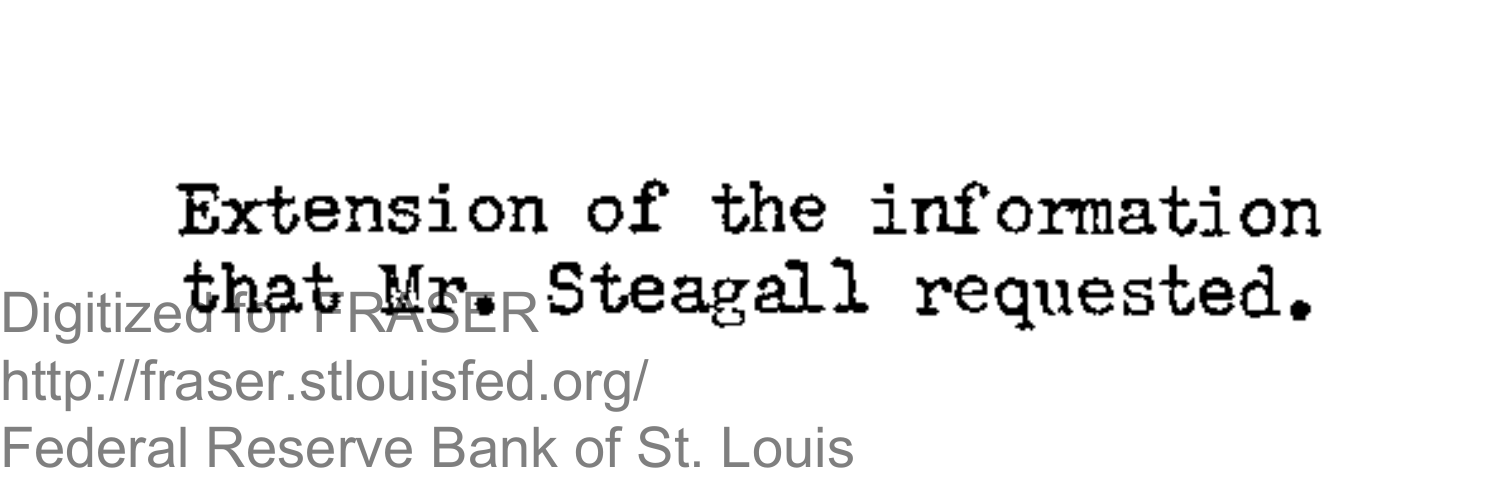Extension of the information that Mr. Steagall requested.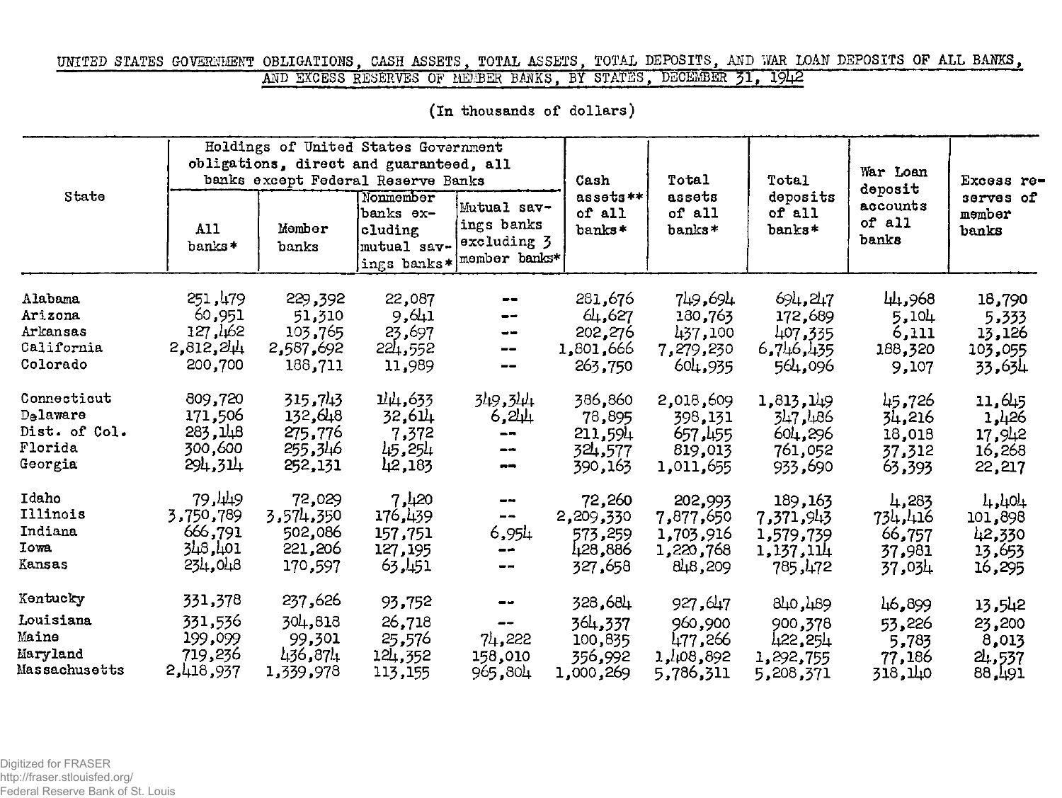UNITED STATES GOVERNMENT OBLIGATIONS, CASH ASSETS, TOTAL ASSETS, TOTAL DEPOSITS, AND WAR LOAN DEPOSITS OF ALL BANKS, AND EXCESS RESERVES OF MEMBER BANKS, BY STATES, DECEMBER 31, 1942

(In thousands of dollars)

| State | Holdings of United States Government obligations, direct and guaranteed, all banks except Federal Reserve Banks | | | | Cash assets** of all banks* | Total assets of all banks* | Total deposits of all banks* | War Loan deposit accounts of all banks | Excess reserves of member banks |
|---|---|---|---|---|---|---|---|---|---|
| | All banks* | Member banks | Nonmember banks excluding mutual savings banks* | Mutual savings banks excluding 3 member banks* | | | | | |
| Alabama | 251,479 | 229,392 | 22,087 | -- | 281,676 | 749,694 | 694,247 | 44,968 | 18,790 |
| Arizona | 60,951 | 51,310 | 9,641 | -- | 64,627 | 180,763 | 172,689 | 5,104 | 5,333 |
| Arkansas | 127,462 | 103,765 | 23,697 | -- | 202,276 | 437,100 | 407,335 | 6,111 | 13,126 |
| California | 2,812,244 | 2,587,692 | 224,552 | -- | 1,801,666 | 7,279,230 | 6,746,435 | 188,320 | 103,055 |
| Colorado | 200,700 | 188,711 | 11,989 | -- | 263,750 | 604,935 | 564,096 | 9,107 | 33,634 |
| Connecticut | 809,720 | 315,743 | 144,633 | 349,344 | 386,860 | 2,018,609 | 1,813,149 | 45,726 | 11,645 |
| Delaware | 171,506 | 132,648 | 32,614 | 6,244 | 78,895 | 398,131 | 347,486 | 34,216 | 1,426 |
| Dist. of Col. | 283,148 | 275,776 | 7,372 | -- | 211,594 | 657,455 | 604,296 | 18,018 | 17,942 |
| Florida | 300,600 | 255,346 | 45,254 | -- | 324,577 | 819,013 | 761,052 | 37,312 | 16,268 |
| Georgia | 294,314 | 252,131 | 42,183 | -- | 390,163 | 1,011,655 | 933,690 | 63,393 | 22,217 |
| Idaho | 79,449 | 72,029 | 7,420 | -- | 72,260 | 202,993 | 189,163 | 4,283 | 4,404 |
| Illinois | 3,750,789 | 3,574,350 | 176,439 | -- | 2,209,330 | 7,877,650 | 7,371,943 | 734,416 | 101,898 |
| Indiana | 666,791 | 502,086 | 157,751 | 6,954 | 573,259 | 1,703,916 | 1,579,739 | 66,757 | 42,330 |
| Iowa | 348,401 | 221,206 | 127,195 | -- | 428,886 | 1,220,768 | 1,137,114 | 37,981 | 13,653 |
| Kansas | 234,048 | 170,597 | 63,451 | -- | 327,658 | 848,209 | 785,472 | 37,034 | 16,295 |
| Kentucky | 331,378 | 237,626 | 93,752 | -- | 328,684 | 927,647 | 840,489 | 46,899 | 13,542 |
| Louisiana | 331,536 | 304,818 | 26,718 | -- | 364,337 | 960,900 | 900,378 | 53,226 | 23,200 |
| Maine | 199,099 | 99,301 | 25,576 | 74,222 | 100,835 | 477,266 | 422,254 | 5,783 | 8,013 |
| Maryland | 719,236 | 436,874 | 124,352 | 158,010 | 356,992 | 1,408,892 | 1,292,755 | 77,186 | 24,537 |
| Massachusetts | 2,418,937 | 1,339,978 | 113,155 | 965,804 | 1,000,269 | 5,786,311 | 5,208,371 | 318,140 | 88,491 |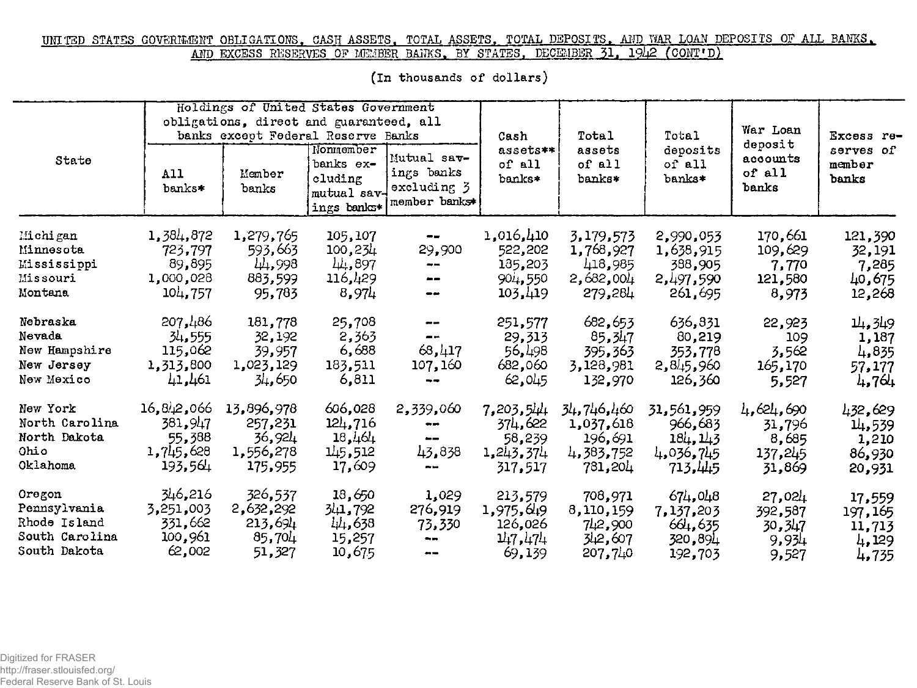UNITED STATES GOVERNMENT OBLIGATIONS, CASH ASSETS, TOTAL ASSETS, TOTAL DEPOSITS, AND WAR LOAN DEPOSITS OF ALL BANKS, AND EXCESS RESERVES OF MEMBER BANKS, BY STATES, DECEMBER 31, 1942 (CONT'D)

(In thousands of dollars)

| State | Holdings of United States Government obligations, direct and guaranteed, all banks except Federal Reserve Banks | | | | Cash assets** of all banks* | Total assets of all banks* | Total deposits of all banks* | War Loan deposit accounts of all banks | Excess reserves of member banks |
|---|---|---|---|---|---|---|---|---|---|
| | All banks* | Member banks | Nonmember banks excluding mutual savings banks* | Mutual savings banks excluding 3 member banks* | | | | | |
| Michigan | 1,384,872 | 1,279,765 | 105,107 | -- | 1,016,410 | 3,179,573 | 2,990,053 | 170,661 | 121,390 |
| Minnesota | 723,797 | 593,663 | 100,234 | 29,900 | 522,202 | 1,768,927 | 1,638,915 | 109,629 | 32,191 |
| Mississippi | 89,895 | 44,998 | 44,897 | -- | 135,203 | 418,985 | 388,905 | 7,770 | 7,285 |
| Missouri | 1,000,028 | 883,599 | 116,429 | -- | 904,550 | 2,682,004 | 2,497,590 | 121,580 | 40,675 |
| Montana | 104,757 | 95,783 | 8,974 | -- | 103,419 | 279,284 | 261,695 | 8,973 | 12,268 |
| Nebraska | 207,486 | 181,778 | 25,708 | -- | 251,577 | 682,653 | 636,831 | 22,923 | 14,349 |
| Nevada | 34,555 | 32,192 | 2,363 | -- | 29,313 | 85,347 | 80,219 | 109 | 1,187 |
| New Hampshire | 115,062 | 39,957 | 6,688 | 68,417 | 56,498 | 395,363 | 353,778 | 3,562 | 4,835 |
| New Jersey | 1,313,800 | 1,023,129 | 183,511 | 107,160 | 682,060 | 3,128,981 | 2,845,960 | 165,170 | 57,177 |
| New Mexico | 41,461 | 34,650 | 6,811 | -- | 62,045 | 132,970 | 126,360 | 5,527 | 4,764 |
| New York | 16,842,066 | 13,896,978 | 606,028 | 2,339,060 | 7,203,544 | 34,746,460 | 31,561,959 | 4,624,690 | 432,629 |
| North Carolina | 381,947 | 257,231 | 124,716 | -- | 374,622 | 1,037,618 | 966,683 | 31,796 | 14,539 |
| North Dakota | 55,388 | 36,924 | 18,464 | -- | 58,239 | 196,691 | 184,143 | 8,685 | 1,210 |
| Ohio | 1,745,628 | 1,556,278 | 145,512 | 43,838 | 1,243,374 | 4,383,752 | 4,036,745 | 137,245 | 86,930 |
| Oklahoma | 193,564 | 175,955 | 17,609 | -- | 317,517 | 781,204 | 713,445 | 31,869 | 20,931 |
| Oregon | 346,216 | 326,537 | 18,650 | 1,029 | 213,579 | 708,971 | 674,048 | 27,024 | 17,559 |
| Pennsylvania | 3,251,003 | 2,632,292 | 341,792 | 276,919 | 1,975,649 | 8,110,159 | 7,137,203 | 392,587 | 197,165 |
| Rhode Island | 331,662 | 213,694 | 44,638 | 73,330 | 126,026 | 742,900 | 664,635 | 30,347 | 11,713 |
| South Carolina | 100,961 | 85,704 | 15,257 | -- | 147,474 | 342,607 | 320,894 | 9,934 | 4,129 |
| South Dakota | 62,002 | 51,327 | 10,675 | -- | 69,139 | 207,740 | 192,703 | 9,527 | 4,735 |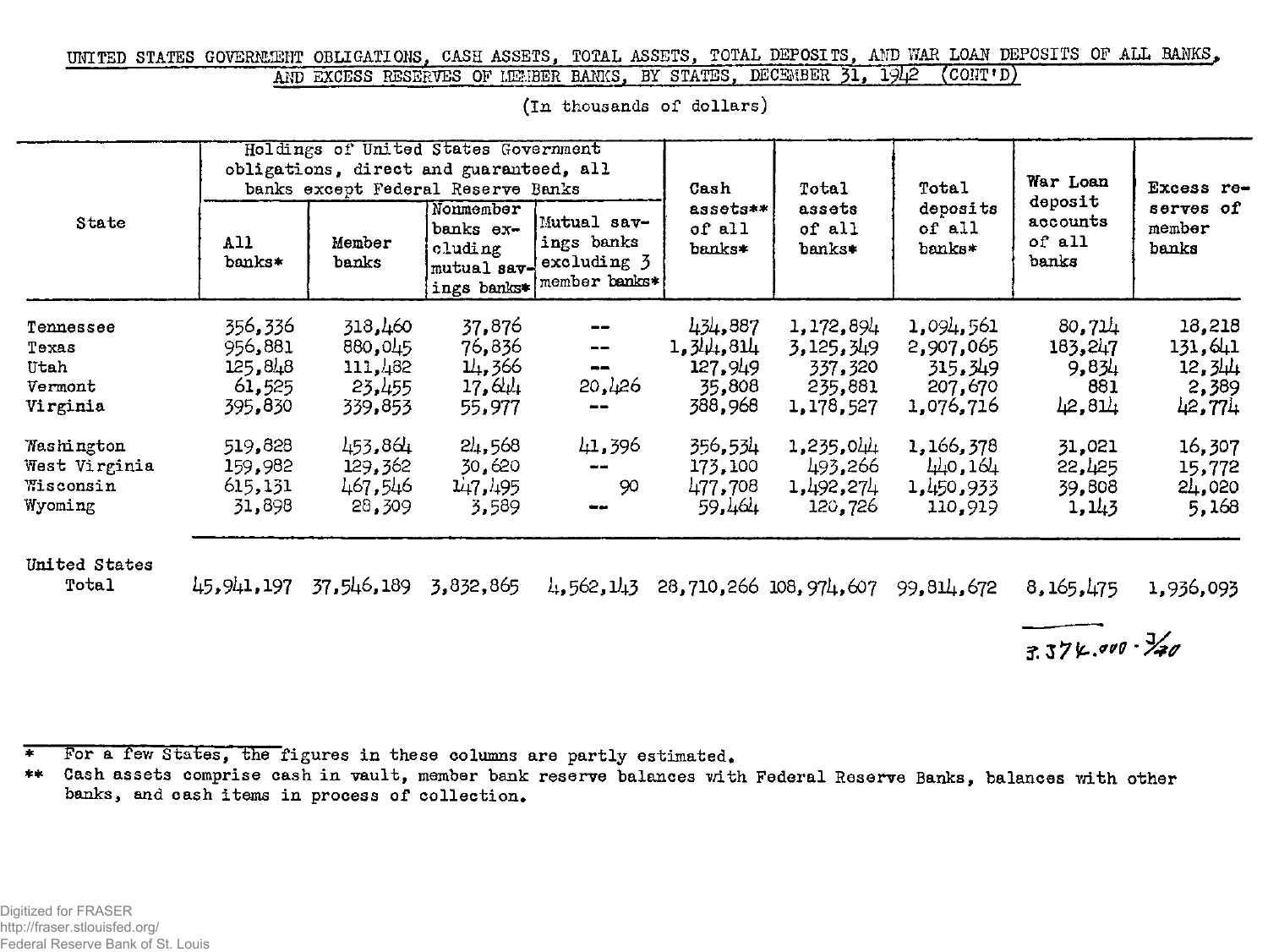UNITED STATES GOVERNMENT OBLIGATIONS, CASH ASSETS, TOTAL ASSETS, TOTAL DEPOSITS, AND WAR LOAN DEPOSITS OF ALL BANKS, AND EXCESS RESERVES OF MEMBER BANKS, BY STATES, DECEMBER 31, 1942 (CONT'D)

(In thousands of dollars)

| State | Holdings of United States Government obligations, direct and guaranteed, all banks except Federal Reserve Banks | | | | Cash assets** of all banks* | Total assets of all banks* | Total deposits of all banks* | War Loan deposit accounts of all banks | Excess reserves of member banks |
|---|---|---|---|---|---|---|---|---|---|
| | All banks* | Member banks | Nonmember banks excluding mutual savings banks* | Mutual savings banks excluding 3 member banks* | | | | | |
| Tennessee | 356,336 | 318,460 | 37,876 | -- | 434,887 | 1,172,894 | 1,094,561 | 80,714 | 18,218 |
| Texas | 956,881 | 880,045 | 76,836 | -- | 1,344,814 | 3,125,349 | 2,907,065 | 183,247 | 131,641 |
| Utah | 125,848 | 111,482 | 14,366 | -- | 127,949 | 337,320 | 315,349 | 9,834 | 12,344 |
| Vermont | 61,525 | 23,455 | 17,644 | 20,426 | 35,808 | 235,881 | 207,670 | 881 | 2,389 |
| Virginia | 395,830 | 339,853 | 55,977 | -- | 388,968 | 1,178,527 | 1,076,716 | 42,814 | 42,774 |
| Washington | 519,828 | 453,864 | 24,568 | 41,396 | 356,534 | 1,235,044 | 1,166,378 | 31,021 | 16,307 |
| West Virginia | 159,982 | 129,362 | 30,620 | -- | 173,100 | 493,266 | 440,164 | 22,425 | 15,772 |
| Wisconsin | 615,131 | 467,546 | 147,495 | 90 | 477,708 | 1,492,274 | 1,450,933 | 39,808 | 24,020 |
| Wyoming | 31,898 | 28,309 | 3,589 | -- | 59,464 | 120,726 | 110,919 | 1,143 | 5,168 |
| United States Total | 45,941,197 | 37,546,189 | 3,832,865 | 4,562,143 | 28,710,266 | 108,974,607 | 99,814,672 | 8,165,475 | 1,936,093 |

3.374.000 · 3/40

\* For a few States, the figures in these columns are partly estimated.

\*\* Cash assets comprise cash in vault, member bank reserve balances with Federal Reserve Banks, balances with other banks, and cash items in process of collection.